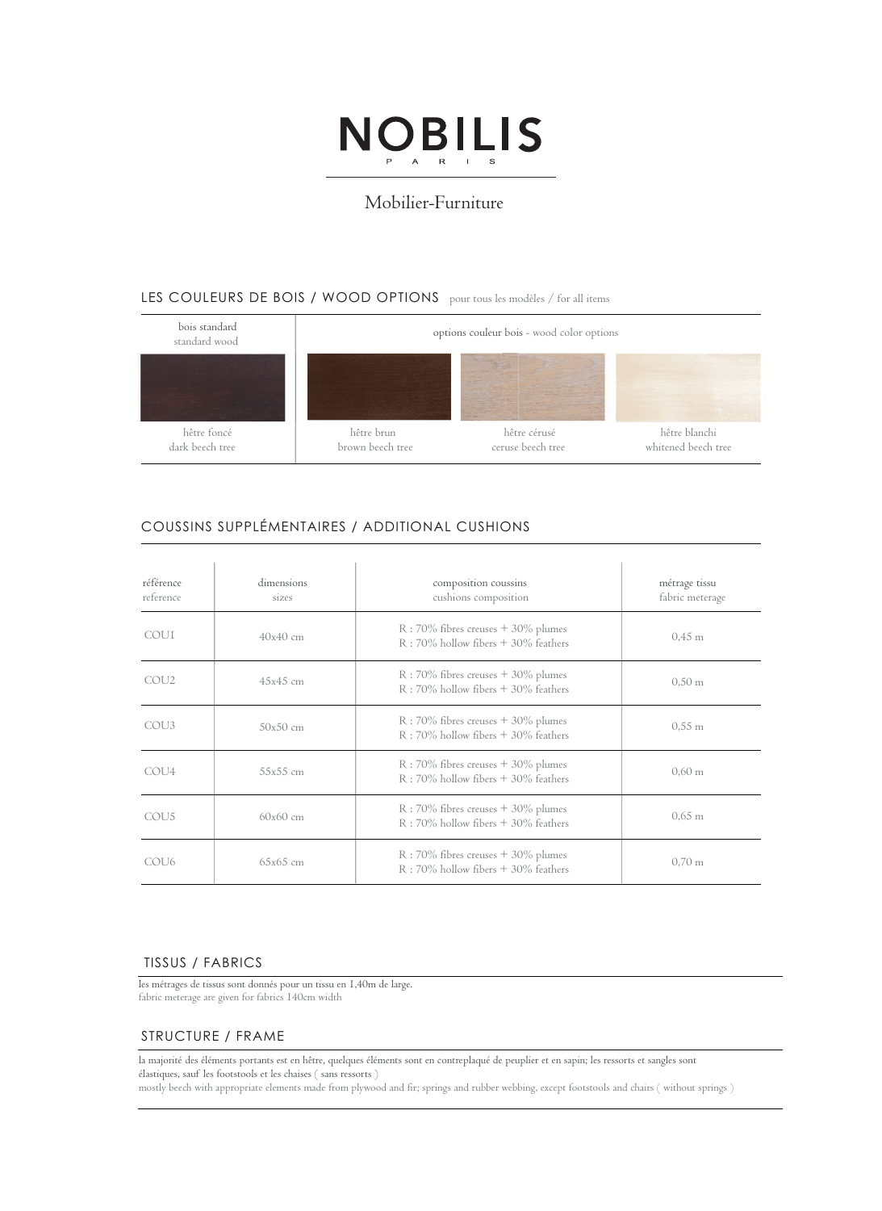# NOBILIS
PARIS

Mobilier-Furniture

## LES COULEURS DE BOIS / WOOD OPTIONS pour tous les modèles / for all items

| bois standard<br>standard wood | options couleur bois - wood color options | | |
|---|---|---|---|
| hêtre foncé<br>dark beech tree | hêtre brun<br>brown beech tree | hêtre cérusé<br>ceruse beech tree | hêtre blanchi<br>whitened beech tree |

## COUSSINS SUPPLÉMENTAIRES / ADDITIONAL CUSHIONS

| référence<br>reference | dimensions<br>sizes | composition coussins<br>cushions composition | métrage tissu<br>fabric meterage |
|---|---|---|---|
| COU1 | 40x40 cm | R : 70% fibres creuses + 30% plumes<br>R : 70% hollow fibers + 30% feathers | 0,45 m |
| COU2 | 45x45 cm | R : 70% fibres creuses + 30% plumes<br>R : 70% hollow fibers + 30% feathers | 0,50 m |
| COU3 | 50x50 cm | R : 70% fibres creuses + 30% plumes<br>R : 70% hollow fibers + 30% feathers | 0,55 m |
| COU4 | 55x55 cm | R : 70% fibres creuses + 30% plumes<br>R : 70% hollow fibers + 30% feathers | 0,60 m |
| COU5 | 60x60 cm | R : 70% fibres creuses + 30% plumes<br>R : 70% hollow fibers + 30% feathers | 0,65 m |
| COU6 | 65x65 cm | R : 70% fibres creuses + 30% plumes<br>R : 70% hollow fibers + 30% feathers | 0,70 m |

## TISSUS / FABRICS

les métrages de tissus sont donnés pour un tissu en 1,40m de large.
fabric meterage are given for fabrics 140cm width

## STRUCTURE / FRAME

la majorité des éléments portants est en hêtre, quelques éléments sont en contreplaqué de peuplier et en sapin; les ressorts et sangles sont élastiques, sauf les footstools et les chaises ( sans ressorts )
mostly beech with appropriate elements made from plywood and fir; springs and rubber webbing, except footstools and chairs ( without springs )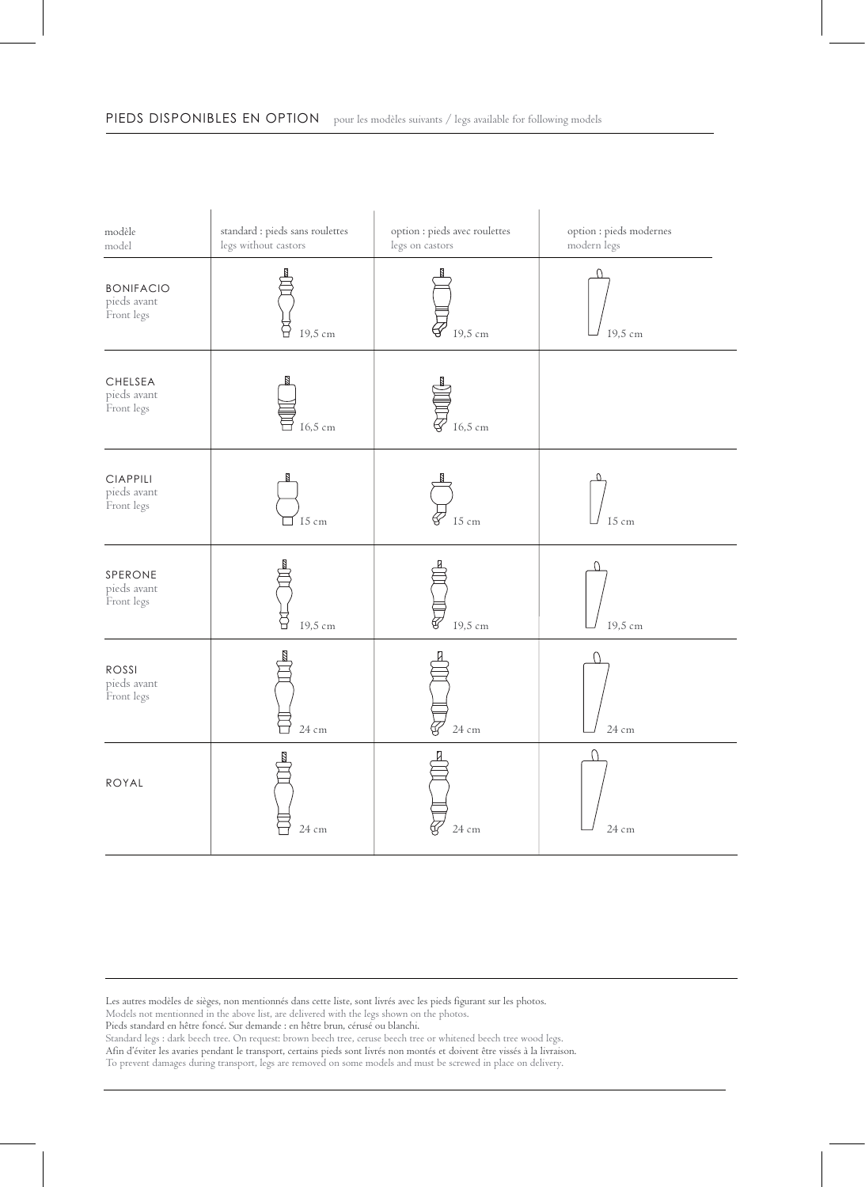## PIEDS DISPONIBLES EN OPTION pour les modèles suivants / legs available for following models

| modèle<br>model | standard : pieds sans roulettes<br>legs without castors | option : pieds avec roulettes<br>legs on castors | option : pieds modernes<br>modern legs |
|---|---|---|---|
| BONIFACIO<br>pieds avant<br>Front legs | 19,5 cm | 19,5 cm | 19,5 cm |
| CHELSEA<br>pieds avant<br>Front legs | 16,5 cm | 16,5 cm | |
| CIAPPILI<br>pieds avant<br>Front legs | 15 cm | 15 cm | 15 cm |
| SPERONE<br>pieds avant<br>Front legs | 19,5 cm | 19,5 cm | 19,5 cm |
| ROSSI<br>pieds avant<br>Front legs | 24 cm | 24 cm | 24 cm |
| ROYAL | 24 cm | 24 cm | 24 cm |

Les autres modèles de sièges, non mentionnés dans cette liste, sont livrés avec les pieds figurant sur les photos.
Models not mentionned in the above list, are delivered with the legs shown on the photos.
Pieds standard en hêtre foncé. Sur demande : en hêtre brun, cérusé ou blanchi.
Standard legs : dark beech tree. On request: brown beech tree, ceruse beech tree or whitened beech tree wood legs.
Afin d'éviter les avaries pendant le transport, certains pieds sont livrés non montés et doivent être vissés à la livraison.
To prevent damages during transport, legs are removed on some models and must be screwed in place on delivery.